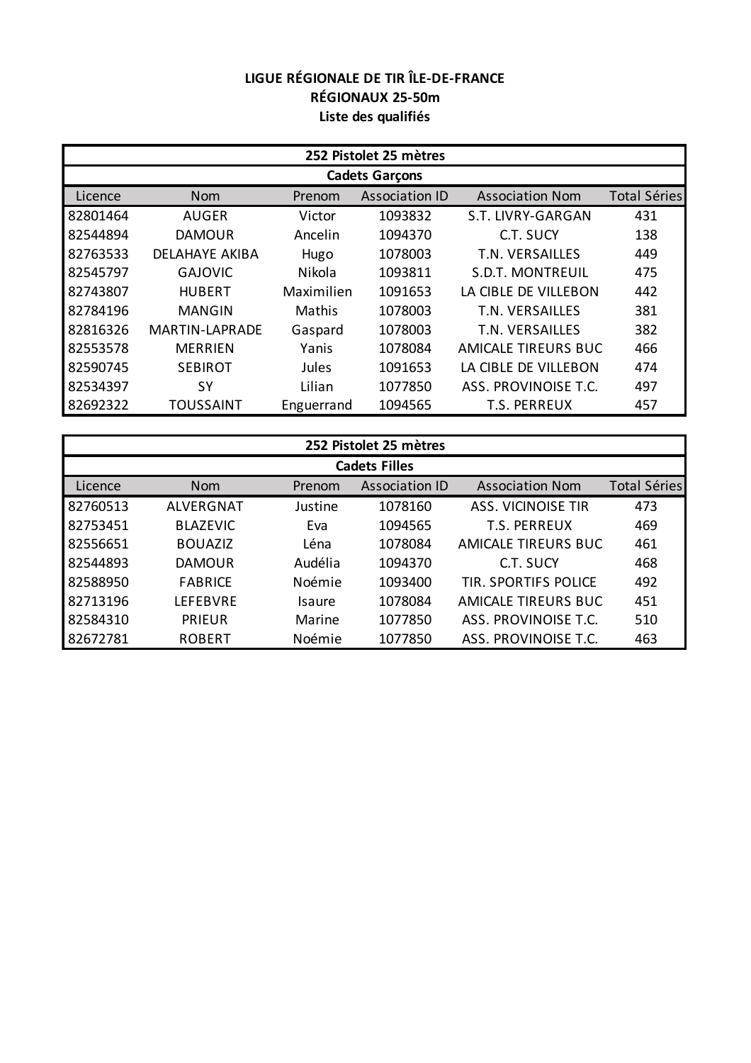**LIGUE RÉGIONALE DE TIR ÎLE-DE-FRANCE**
**RÉGIONAUX 25-50m**
**Liste des qualifiés**

| 252 Pistolet 25 mètres | | | | | |
|---|---|---|---|---|---|
| **Cadets Garçons** | | | | | |
| Licence | Nom | Prenom | Association ID | Association Nom | Total Séries |
| 82801464 | AUGER | Victor | 1093832 | S.T. LIVRY-GARGAN | 431 |
| 82544894 | DAMOUR | Ancelin | 1094370 | C.T. SUCY | 138 |
| 82763533 | DELAHAYE AKIBA | Hugo | 1078003 | T.N. VERSAILLES | 449 |
| 82545797 | GAJOVIC | Nikola | 1093811 | S.D.T. MONTREUIL | 475 |
| 82743807 | HUBERT | Maximilien | 1091653 | LA CIBLE DE VILLEBON | 442 |
| 82784196 | MANGIN | Mathis | 1078003 | T.N. VERSAILLES | 381 |
| 82816326 | MARTIN-LAPRADE | Gaspard | 1078003 | T.N. VERSAILLES | 382 |
| 82553578 | MERRIEN | Yanis | 1078084 | AMICALE TIREURS BUC | 466 |
| 82590745 | SEBIROT | Jules | 1091653 | LA CIBLE DE VILLEBON | 474 |
| 82534397 | SY | Lilian | 1077850 | ASS. PROVINOISE T.C. | 497 |
| 82692322 | TOUSSAINT | Enguerrand | 1094565 | T.S. PERREUX | 457 |

| 252 Pistolet 25 mètres | | | | | |
|---|---|---|---|---|---|
| **Cadets Filles** | | | | | |
| Licence | Nom | Prenom | Association ID | Association Nom | Total Séries |
| 82760513 | ALVERGNAT | Justine | 1078160 | ASS. VICINOISE TIR | 473 |
| 82753451 | BLAZEVIC | Eva | 1094565 | T.S. PERREUX | 469 |
| 82556651 | BOUAZIZ | Léna | 1078084 | AMICALE TIREURS BUC | 461 |
| 82544893 | DAMOUR | Audélia | 1094370 | C.T. SUCY | 468 |
| 82588950 | FABRICE | Noémie | 1093400 | TIR. SPORTIFS POLICE | 492 |
| 82713196 | LEFEBVRE | Isaure | 1078084 | AMICALE TIREURS BUC | 451 |
| 82584310 | PRIEUR | Marine | 1077850 | ASS. PROVINOISE T.C. | 510 |
| 82672781 | ROBERT | Noémie | 1077850 | ASS. PROVINOISE T.C. | 463 |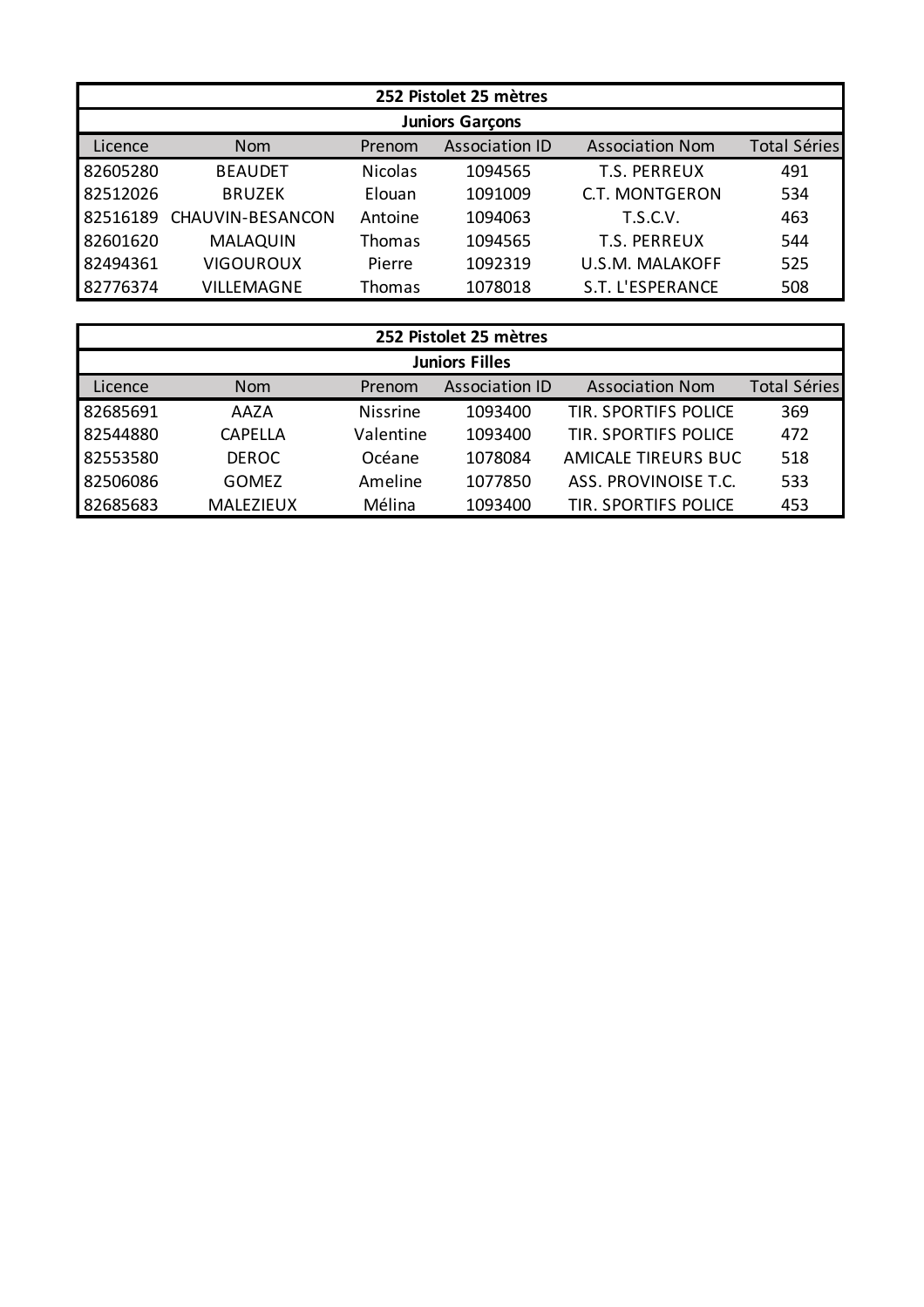| 252 Pistolet 25 mètres | | | | | |
|---|---|---|---|---|---|
| **Juniors Garçons** | | | | | |
| Licence | Nom | Prenom | Association ID | Association Nom | Total Séries |
| 82605280 | BEAUDET | Nicolas | 1094565 | T.S. PERREUX | 491 |
| 82512026 | BRUZEK | Elouan | 1091009 | C.T. MONTGERON | 534 |
| 82516189 | CHAUVIN-BESANCON | Antoine | 1094063 | T.S.C.V. | 463 |
| 82601620 | MALAQUIN | Thomas | 1094565 | T.S. PERREUX | 544 |
| 82494361 | VIGOUROUX | Pierre | 1092319 | U.S.M. MALAKOFF | 525 |
| 82776374 | VILLEMAGNE | Thomas | 1078018 | S.T. L'ESPERANCE | 508 |

| 252 Pistolet 25 mètres | | | | | |
|---|---|---|---|---|---|
| **Juniors Filles** | | | | | |
| Licence | Nom | Prenom | Association ID | Association Nom | Total Séries |
| 82685691 | AAZA | Nissrine | 1093400 | TIR. SPORTIFS POLICE | 369 |
| 82544880 | CAPELLA | Valentine | 1093400 | TIR. SPORTIFS POLICE | 472 |
| 82553580 | DEROC | Océane | 1078084 | AMICALE TIREURS BUC | 518 |
| 82506086 | GOMEZ | Ameline | 1077850 | ASS. PROVINOISE T.C. | 533 |
| 82685683 | MALEZIEUX | Mélina | 1093400 | TIR. SPORTIFS POLICE | 453 |